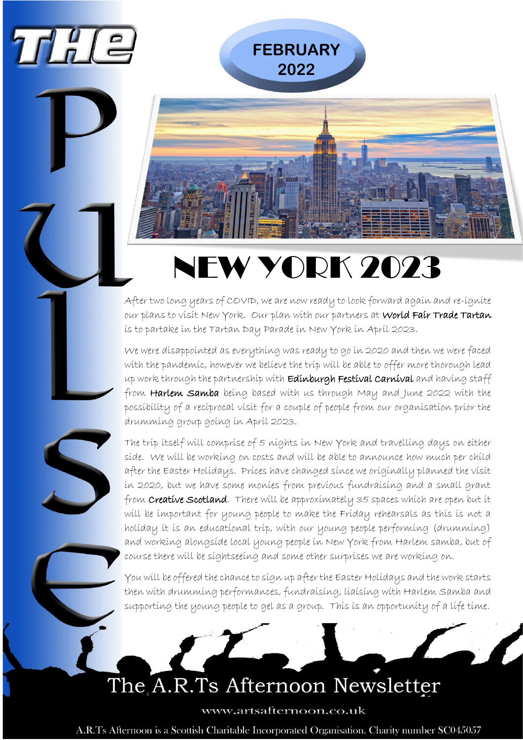# THE PULSE

**FEBRUARY 2022**

# NEW YORK 2023

After two long years of COVID, we are now ready to look forward again and re-ignite our plans to visit New York. Our plan with our partners at **World Fair Trade Tartan** is to partake in the Tartan Day Parade in New York in April 2023.

We were disappointed as everything was ready to go in 2020 and then we were faced with the pandemic, however we believe the trip will be able to offer more thorough lead up work through the partnership with **Edinburgh Festival Carnival** and having staff from **Harlem Samba** being based with us through May and June 2022 with the possibility of a reciprocal visit for a couple of people from our organisation prior the drumming group going in April 2023.

The trip itself will comprise of 5 nights in New York and travelling days on either side. We will be working on costs and will be able to announce how much per child after the Easter Holidays. Prices have changed since we originally planned the visit in 2020, but we have some monies from previous fundraising and a small grant from **Creative Scotland**. There will be approximately 35 spaces which are open but it will be important for young people to make the Friday rehearsals as this is not a holiday it is an educational trip, with our young people performing (drumming) and working alongside local young people in New York from Harlem samba, but of course there will be sightseeing and some other surprises we are working on.

You will be offered the chance to sign up after the Easter Holidays and the work starts then with drumming performances, fundraising, liaising with Harlem Samba and supporting the young people to gel as a group. This is an opportunity of a life time.

The A.R.Ts Afternoon Newsletter

www.artsafternoon.co.uk

A.R.Ts Afternoon is a Scottish Charitable Incorporated Organisation. Charity number SC045057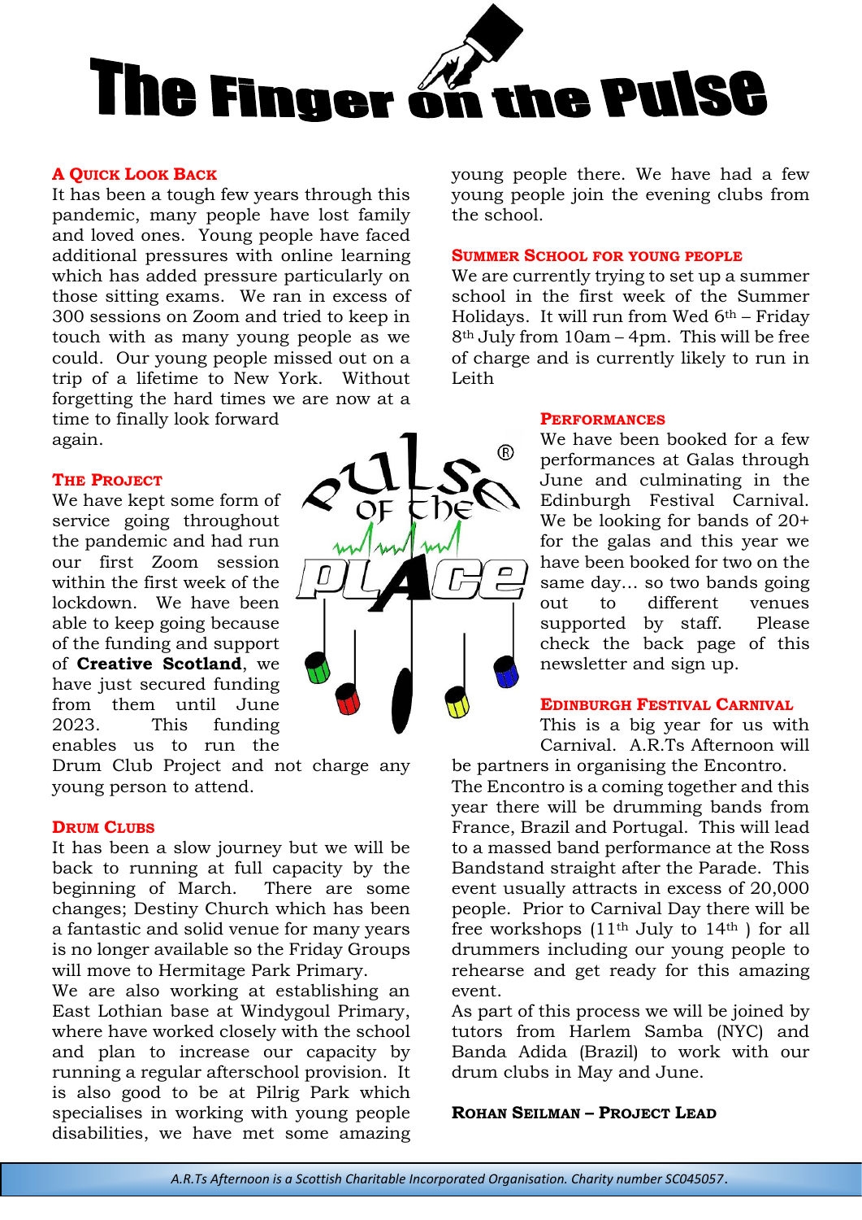# The Finger on the Pulse

### A Quick Look Back

It has been a tough few years through this pandemic, many people have lost family and loved ones. Young people have faced additional pressures with online learning which has added pressure particularly on those sitting exams. We ran in excess of 300 sessions on Zoom and tried to keep in touch with as many young people as we could. Our young people missed out on a trip of a lifetime to New York. Without forgetting the hard times we are now at a time to finally look forward again.

### The Project

We have kept some form of service going throughout the pandemic and had run our first Zoom session within the first week of the lockdown. We have been able to keep going because of the funding and support of **Creative Scotland**, we have just secured funding from them until June 2023. This funding enables us to run the Drum Club Project and not charge any young person to attend.

### Drum Clubs

It has been a slow journey but we will be back to running at full capacity by the beginning of March. There are some changes; Destiny Church which has been a fantastic and solid venue for many years is no longer available so the Friday Groups will move to Hermitage Park Primary.

We are also working at establishing an East Lothian base at Windygoul Primary, where have worked closely with the school and plan to increase our capacity by running a regular afterschool provision. It is also good to be at Pilrig Park which specialises in working with young people disabilities, we have met some amazing young people there. We have had a few young people join the evening clubs from the school.

### Summer School for young people

We are currently trying to set up a summer school in the first week of the Summer Holidays. It will run from Wed 6th – Friday 8th July from 10am – 4pm. This will be free of charge and is currently likely to run in Leith

### Performances

We have been booked for a few performances at Galas through June and culminating in the Edinburgh Festival Carnival. We be looking for bands of 20+ for the galas and this year we have been booked for two on the same day… so two bands going out to different venues supported by staff. Please check the back page of this newsletter and sign up.

### Edinburgh Festival Carnival

This is a big year for us with Carnival. A.R.Ts Afternoon will be partners in organising the Encontro. The Encontro is a coming together and this year there will be drumming bands from France, Brazil and Portugal. This will lead to a massed band performance at the Ross Bandstand straight after the Parade. This event usually attracts in excess of 20,000 people. Prior to Carnival Day there will be free workshops (11th July to 14th ) for all drummers including our young people to rehearse and get ready for this amazing event.

As part of this process we will be joined by tutors from Harlem Samba (NYC) and Banda Adida (Brazil) to work with our drum clubs in May and June.

**Rohan Seilman – Project Lead**

*A.R.Ts Afternoon is a Scottish Charitable Incorporated Organisation. Charity number SC045057.*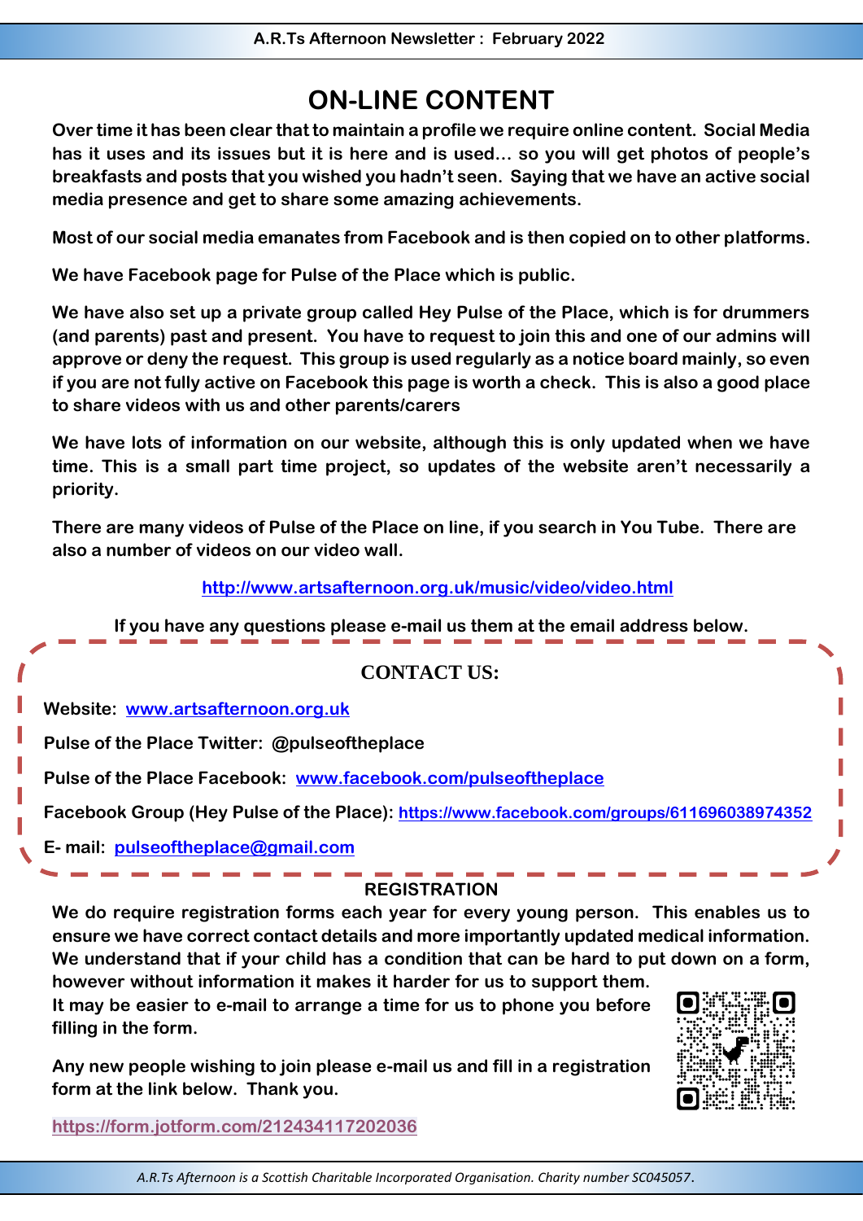# ON-LINE CONTENT

**Over time it has been clear that to maintain a profile we require online content. Social Media has it uses and its issues but it is here and is used… so you will get photos of people's breakfasts and posts that you wished you hadn't seen. Saying that we have an active social media presence and get to share some amazing achievements.**

**Most of our social media emanates from Facebook and is then copied on to other platforms.**

**We have Facebook page for Pulse of the Place which is public.**

**We have also set up a private group called Hey Pulse of the Place, which is for drummers (and parents) past and present. You have to request to join this and one of our admins will approve or deny the request. This group is used regularly as a notice board mainly, so even if you are not fully active on Facebook this page is worth a check. This is also a good place to share videos with us and other parents/carers**

**We have lots of information on our website, although this is only updated when we have time. This is a small part time project, so updates of the website aren't necessarily a priority.**

**There are many videos of Pulse of the Place on line, if you search in You Tube. There are also a number of videos on our video wall.**

**http://www.artsafternoon.org.uk/music/video/video.html**

**If you have any questions please e-mail us them at the email address below.**

## CONTACT US:

**Website:** www.artsafternoon.org.uk

**Pulse of the Place Twitter:** @pulseoftheplace

**Pulse of the Place Facebook:** www.facebook.com/pulseoftheplace

**Facebook Group (Hey Pulse of the Place):** https://www.facebook.com/groups/611696038974352

**E- mail:** pulseoftheplace@gmail.com

## REGISTRATION

**We do require registration forms each year for every young person. This enables us to ensure we have correct contact details and more importantly updated medical information. We understand that if your child has a condition that can be hard to put down on a form, however without information it makes it harder for us to support them.**
**It may be easier to e-mail to arrange a time for us to phone you before filling in the form.**

**Any new people wishing to join please e-mail us and fill in a registration form at the link below. Thank you.**

**https://form.jotform.com/212434117202036**

*A.R.Ts Afternoon is a Scottish Charitable Incorporated Organisation. Charity number SC045057.*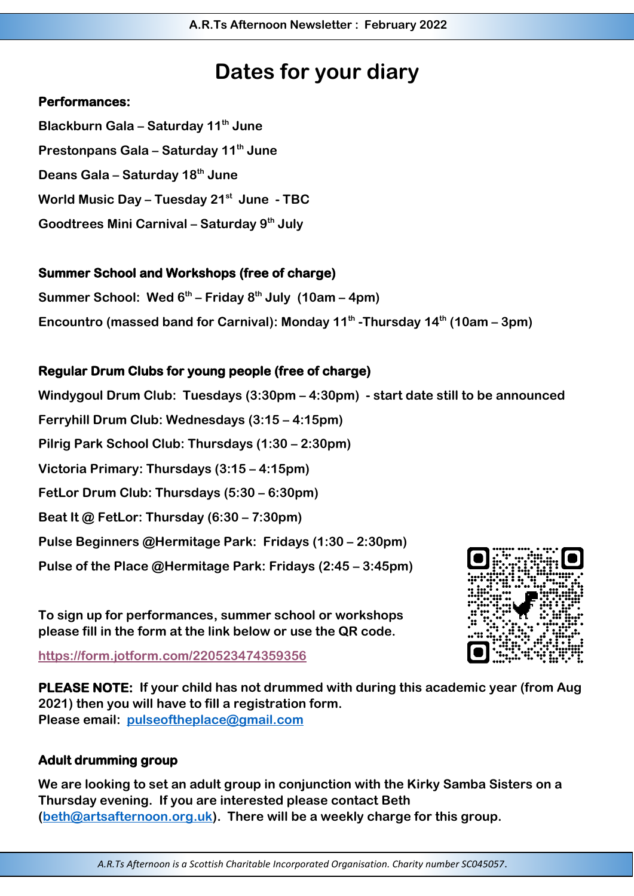# Dates for your diary

**Performances:**

Blackburn Gala – Saturday 11th June

Prestonpans Gala – Saturday 11th June

Deans Gala – Saturday 18th June

World Music Day – Tuesday 21st June - TBC

Goodtrees Mini Carnival – Saturday 9th July

**Summer School and Workshops (free of charge)**

Summer School: Wed 6th – Friday 8th July (10am – 4pm)

Encountro (massed band for Carnival): Monday 11th -Thursday 14th (10am – 3pm)

**Regular Drum Clubs for young people (free of charge)**

Windygoul Drum Club: Tuesdays (3:30pm – 4:30pm) - start date still to be announced

Ferryhill Drum Club: Wednesdays (3:15 – 4:15pm)

Pilrig Park School Club: Thursdays (1:30 – 2:30pm)

Victoria Primary: Thursdays (3:15 – 4:15pm)

FetLor Drum Club: Thursdays (5:30 – 6:30pm)

Beat It @ FetLor: Thursday (6:30 – 7:30pm)

Pulse Beginners @Hermitage Park: Fridays (1:30 – 2:30pm)

Pulse of the Place @Hermitage Park: Fridays (2:45 – 3:45pm)

To sign up for performances, summer school or workshops please fill in the form at the link below or use the QR code.

https://form.jotform.com/220523474359356

**PLEASE NOTE:** If your child has not drummed with during this academic year (from Aug 2021) then you will have to fill a registration form.
Please email: pulseoftheplace@gmail.com

**Adult drumming group**

We are looking to set an adult group in conjunction with the Kirky Samba Sisters on a Thursday evening. If you are interested please contact Beth (beth@artsafternoon.org.uk). There will be a weekly charge for this group.

*A.R.Ts Afternoon is a Scottish Charitable Incorporated Organisation. Charity number SC045057.*